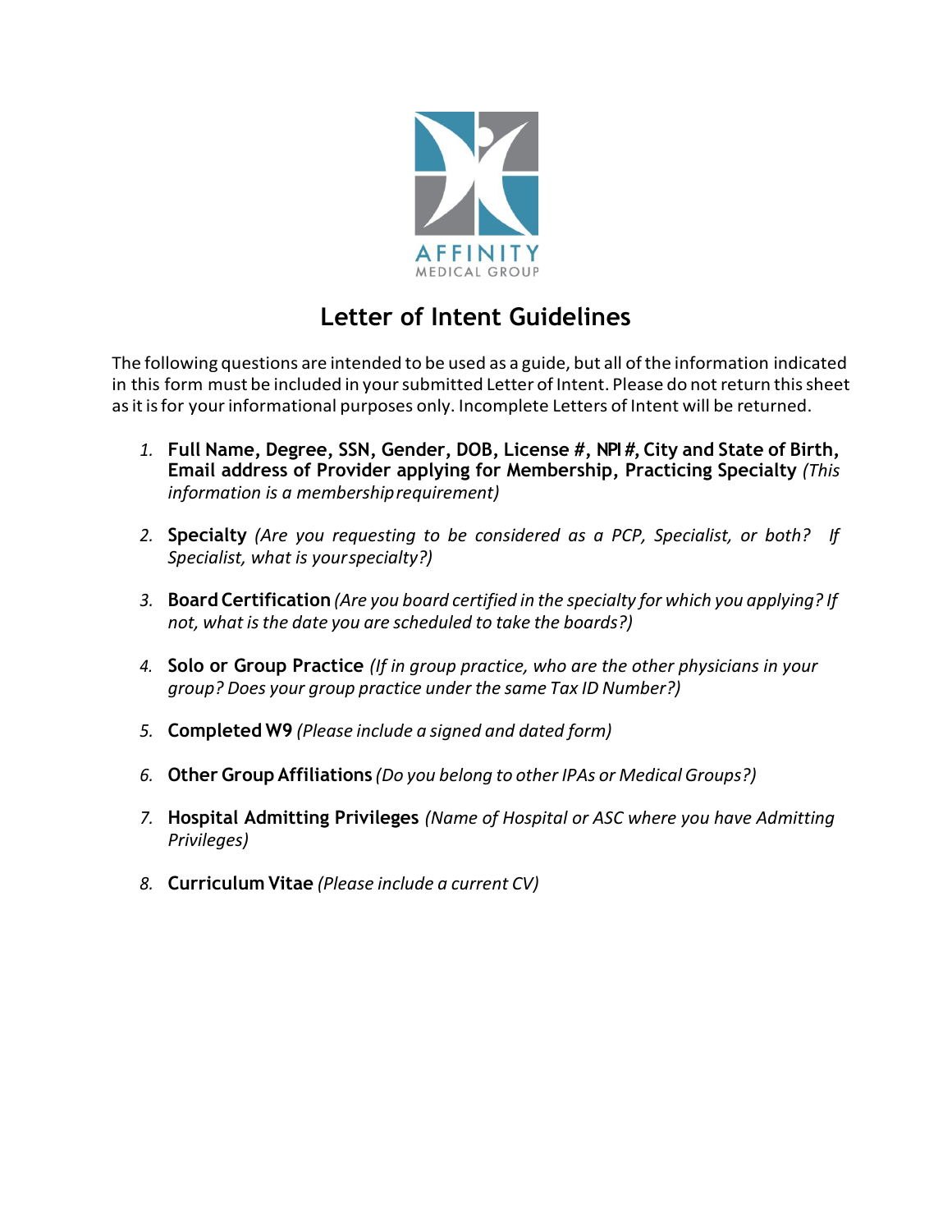AFFINITY
MEDICAL GROUP

# Letter of Intent Guidelines

The following questions are intended to be used as a guide, but all of the information indicated in this form must be included in your submitted Letter of Intent. Please do not return this sheet as it is for your informational purposes only. Incomplete Letters of Intent will be returned.

1. **Full Name, Degree, SSN, Gender, DOB, License #, NPI #, City and State of Birth, Email address of Provider applying for Membership, Practicing Specialty** *(This information is a membership requirement)*

2. **Specialty** *(Are you requesting to be considered as a PCP, Specialist, or both? If Specialist, what is your specialty?)*

3. **Board Certification** *(Are you board certified in the specialty for which you applying? If not, what is the date you are scheduled to take the boards?)*

4. **Solo or Group Practice** *(If in group practice, who are the other physicians in your group? Does your group practice under the same Tax ID Number?)*

5. **Completed W9** *(Please include a signed and dated form)*

6. **Other Group Affiliations** *(Do you belong to other IPAs or Medical Groups?)*

7. **Hospital Admitting Privileges** *(Name of Hospital or ASC where you have Admitting Privileges)*

8. **Curriculum Vitae** *(Please include a current CV)*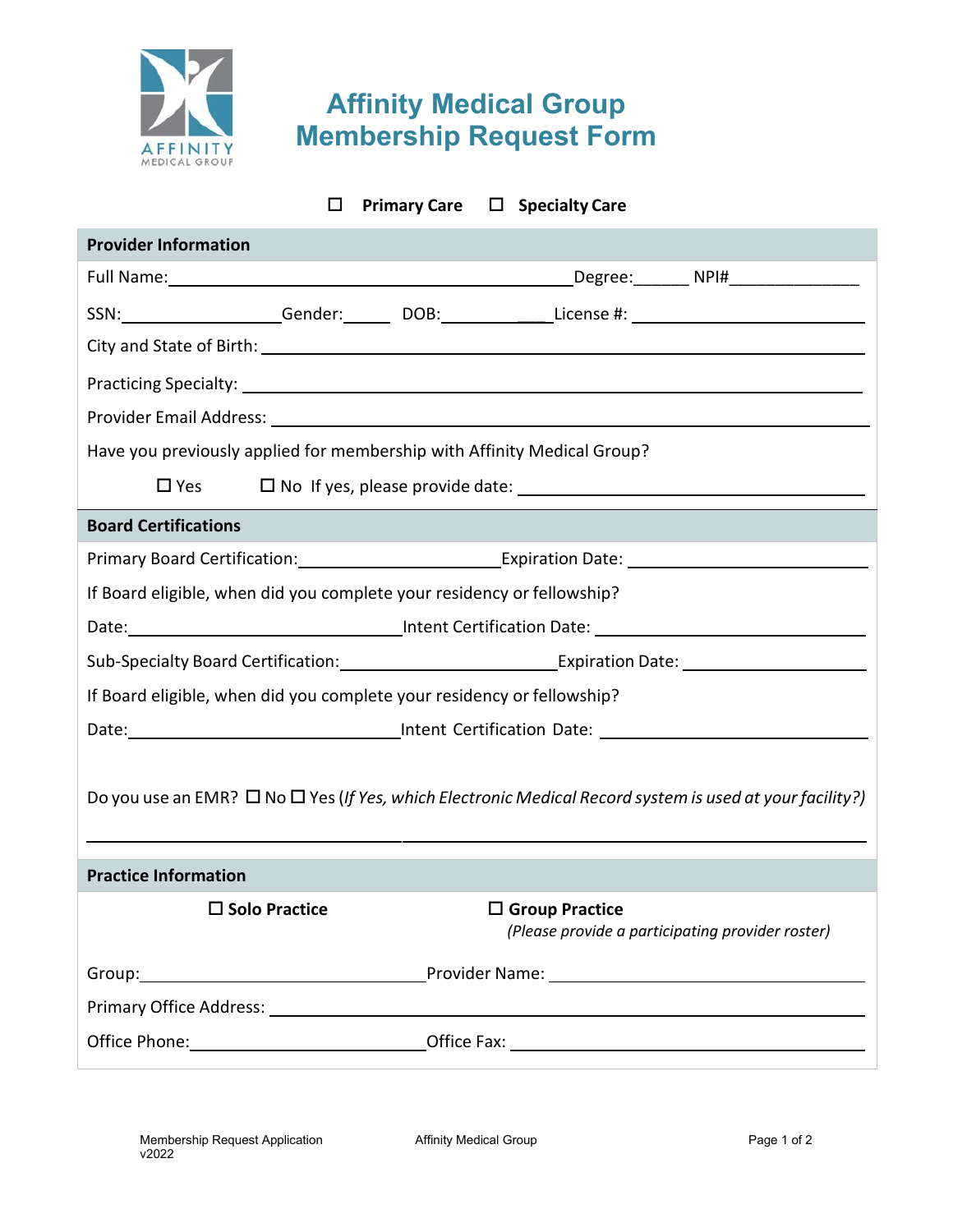# Affinity Medical Group
# Membership Request Form

☐ **Primary Care** ☐ **Specialty Care**

## Provider Information

Full Name:_______________________________________ Degree:______ NPI#______________

SSN:__________________ Gender:______ DOB:_______________ License #: ____________________________

City and State of Birth: ______________________________________________________________

Practicing Specialty: ________________________________________________________________

Provider Email Address: ______________________________________________________________

Have you previously applied for membership with Affinity Medical Group?

☐ Yes ☐ No If yes, please provide date: ______________________________________

## Board Certifications

Primary Board Certification:_______________________ Expiration Date: ___________________________

If Board eligible, when did you complete your residency or fellowship?

Date:_______________________________ Intent Certification Date: ______________________________

Sub-Specialty Board Certification:_______________________ Expiration Date: _____________________

If Board eligible, when did you complete your residency or fellowship?

Date:_______________________________ Intent Certification Date: ______________________________

Do you use an EMR? ☐ No ☐ Yes (*If Yes, which Electronic Medical Record system is used at your facility?)*

______________________________________________________________________________

## Practice Information

☐ **Solo Practice** ☐ **Group Practice** *(Please provide a participating provider roster)*

Group:________________________________ Provider Name: ___________________________________

Primary Office Address: _______________________________________________________________

Office Phone:__________________________ Office Fax: ______________________________________

Membership Request Application v2022 Affinity Medical Group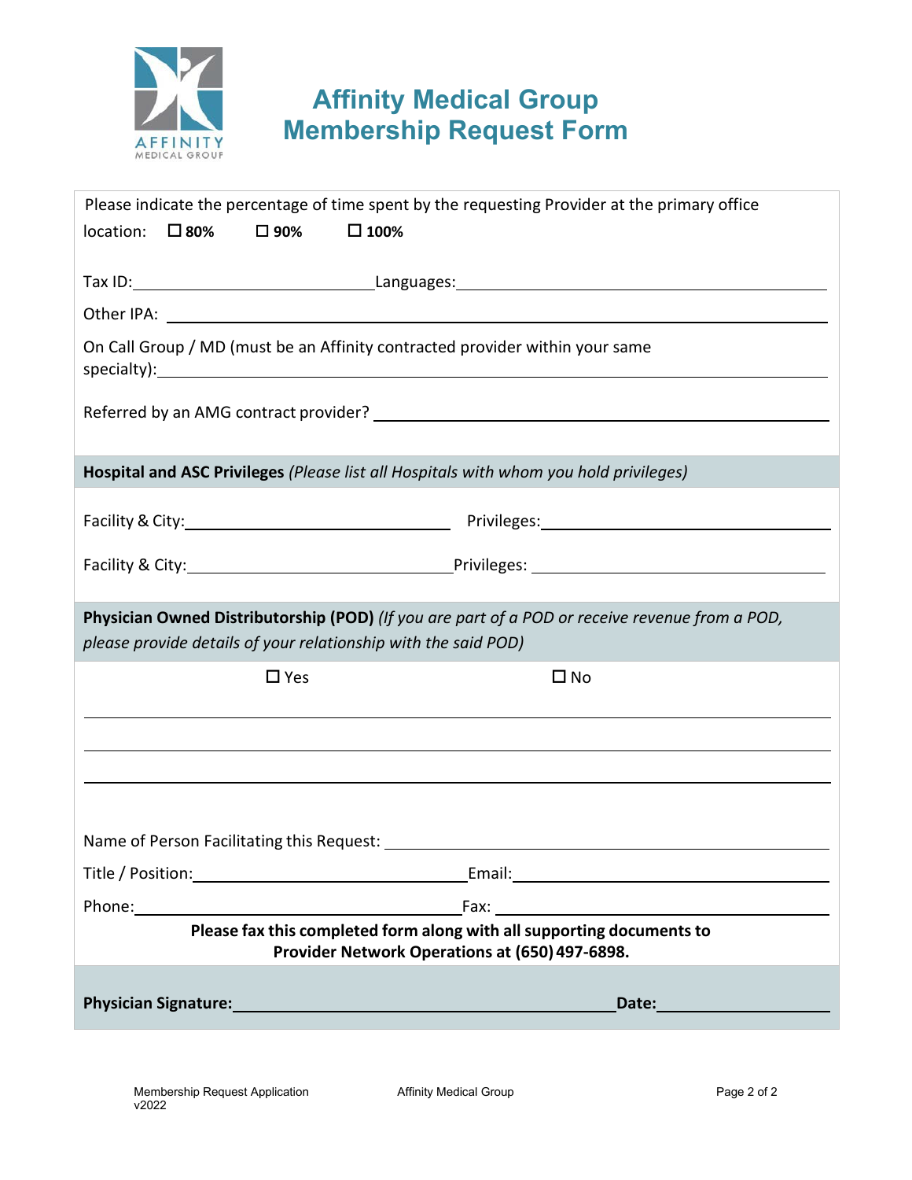# Affinity Medical Group Membership Request Form

Please indicate the percentage of time spent by the requesting Provider at the primary office location: ☐ **80%** ☐ **90%** ☐ **100%**

Tax ID: \_\_\_\_\_\_\_\_\_\_\_\_\_\_\_\_\_\_\_\_ Languages: \_\_\_\_\_\_\_\_\_\_\_\_\_\_\_\_\_\_\_\_

Other IPA: \_\_\_\_\_\_\_\_\_\_\_\_\_\_\_\_\_\_\_\_

On Call Group / MD (must be an Affinity contracted provider within your same specialty): \_\_\_\_\_\_\_\_\_\_\_\_\_\_\_\_\_\_\_\_

Referred by an AMG contract provider? \_\_\_\_\_\_\_\_\_\_\_\_\_\_\_\_\_\_\_\_

**Hospital and ASC Privileges** *(Please list all Hospitals with whom you hold privileges)*

Facility & City: \_\_\_\_\_\_\_\_\_\_\_\_\_\_\_\_\_\_\_\_ Privileges: \_\_\_\_\_\_\_\_\_\_\_\_\_\_\_\_\_\_\_\_

Facility & City: \_\_\_\_\_\_\_\_\_\_\_\_\_\_\_\_\_\_\_\_ Privileges: \_\_\_\_\_\_\_\_\_\_\_\_\_\_\_\_\_\_\_\_

**Physician Owned Distributorship (POD)** *(If you are part of a POD or receive revenue from a POD, please provide details of your relationship with the said POD)*

☐ Yes ☐ No

\_\_\_\_\_\_\_\_\_\_\_\_\_\_\_\_\_\_\_\_\_\_\_\_\_\_\_\_\_\_\_\_\_\_\_\_\_\_\_\_

\_\_\_\_\_\_\_\_\_\_\_\_\_\_\_\_\_\_\_\_\_\_\_\_\_\_\_\_\_\_\_\_\_\_\_\_\_\_\_\_

\_\_\_\_\_\_\_\_\_\_\_\_\_\_\_\_\_\_\_\_\_\_\_\_\_\_\_\_\_\_\_\_\_\_\_\_\_\_\_\_

Name of Person Facilitating this Request: \_\_\_\_\_\_\_\_\_\_\_\_\_\_\_\_\_\_\_\_

Title / Position: \_\_\_\_\_\_\_\_\_\_\_\_\_\_\_\_\_\_\_\_ Email: \_\_\_\_\_\_\_\_\_\_\_\_\_\_\_\_\_\_\_\_

Phone: \_\_\_\_\_\_\_\_\_\_\_\_\_\_\_\_\_\_\_\_ Fax: \_\_\_\_\_\_\_\_\_\_\_\_\_\_\_\_\_\_\_\_

**Please fax this completed form along with all supporting documents to Provider Network Operations at (650) 497-6898.**

**Physician Signature:** \_\_\_\_\_\_\_\_\_\_\_\_\_\_\_\_\_\_\_\_ **Date:** \_\_\_\_\_\_\_\_\_\_